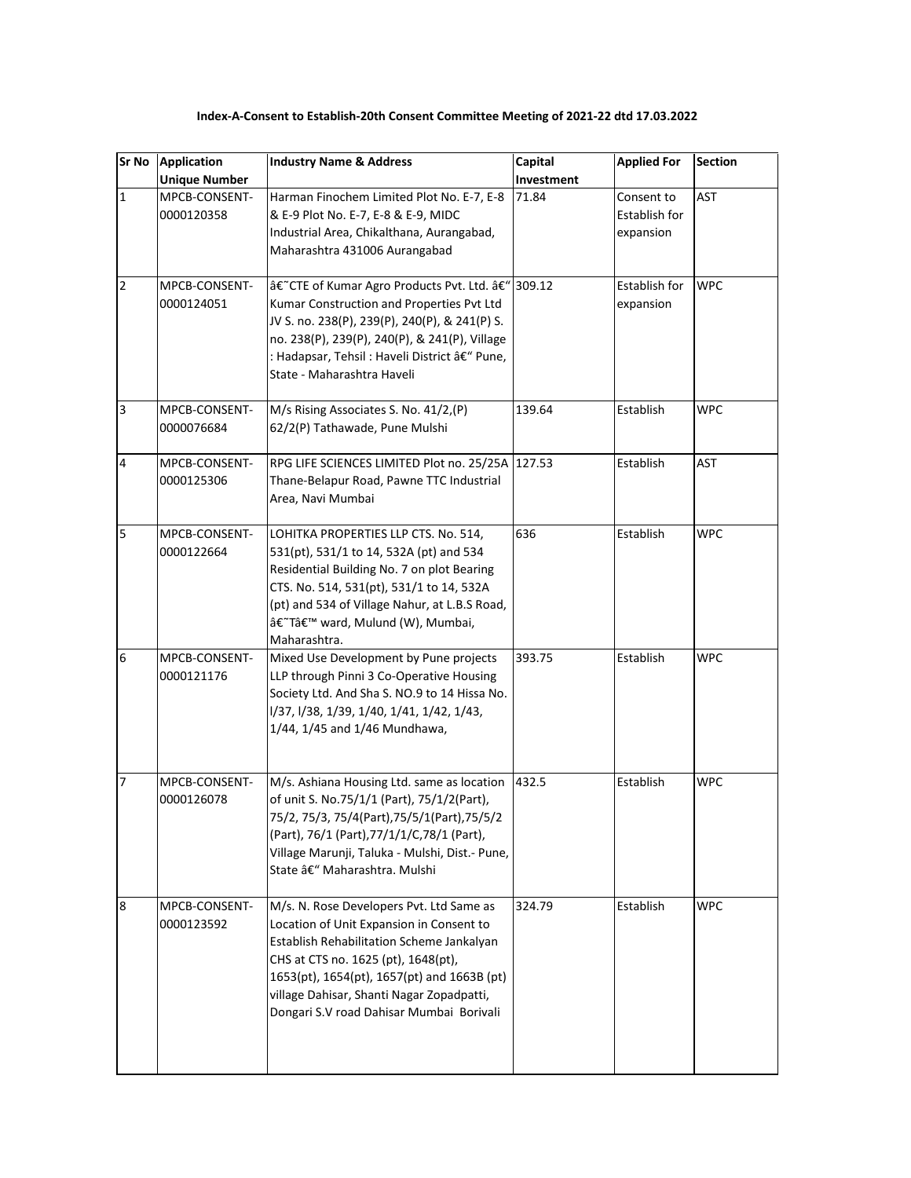**Index-A-Consent to Establish-20th Consent Committee Meeting of 2021-22 dtd 17.03.2022**

| Sr No | Application Unique Number | Industry Name & Address | Capital Investment | Applied For | Section |
|---|---|---|---|---|---|
| 1 | MPCB-CONSENT-0000120358 | Harman Finochem Limited Plot No. E-7, E-8 & E-9 Plot No. E-7, E-8 & E-9, MIDC Industrial Area, Chikalthana, Aurangabad, Maharashtra 431006 Aurangabad | 71.84 | Consent to Establish for expansion | AST |
| 2 | MPCB-CONSENT-0000124051 | â€˜CTE of Kumar Agro Products Pvt. Ltd. â€“ Kumar Construction and Properties Pvt Ltd JV S. no. 238(P), 239(P), 240(P), & 241(P) S. no. 238(P), 239(P), 240(P), & 241(P), Village : Hadapsar, Tehsil : Haveli District â€“ Pune, State - Maharashtra Haveli | 309.12 | Establish for expansion | WPC |
| 3 | MPCB-CONSENT-0000076684 | M/s Rising Associates S. No. 41/2,(P) 62/2(P) Tathawade, Pune Mulshi | 139.64 | Establish | WPC |
| 4 | MPCB-CONSENT-0000125306 | RPG LIFE SCIENCES LIMITED Plot no. 25/25A Thane-Belapur Road, Pawne TTC Industrial Area, Navi Mumbai | 127.53 | Establish | AST |
| 5 | MPCB-CONSENT-0000122664 | LOHITKA PROPERTIES LLP CTS. No. 514, 531(pt), 531/1 to 14, 532A (pt) and 534 Residential Building No. 7 on plot Bearing CTS. No. 514, 531(pt), 531/1 to 14, 532A (pt) and 534 of Village Nahur, at L.B.S Road, â€˜Tâ€™ ward, Mulund (W), Mumbai, Maharashtra. | 636 | Establish | WPC |
| 6 | MPCB-CONSENT-0000121176 | Mixed Use Development by Pune projects LLP through Pinni 3 Co-Operative Housing Society Ltd. And Sha S. NO.9 to 14 Hissa No. l/37, l/38, 1/39, 1/40, 1/41, 1/42, 1/43, 1/44, 1/45 and 1/46 Mundhawa, | 393.75 | Establish | WPC |
| 7 | MPCB-CONSENT-0000126078 | M/s. Ashiana Housing Ltd. same as location of unit S. No.75/1/1 (Part), 75/1/2(Part), 75/2, 75/3, 75/4(Part),75/5/1(Part),75/5/2 (Part), 76/1 (Part),77/1/1/C,78/1 (Part), Village Marunji, Taluka - Mulshi, Dist.- Pune, State â€“ Maharashtra. Mulshi | 432.5 | Establish | WPC |
| 8 | MPCB-CONSENT-0000123592 | M/s. N. Rose Developers Pvt. Ltd Same as Location of Unit Expansion in Consent to Establish Rehabilitation Scheme Jankalyan CHS at CTS no. 1625 (pt), 1648(pt), 1653(pt), 1654(pt), 1657(pt) and 1663B (pt) village Dahisar, Shanti Nagar Zopadpatti, Dongari S.V road Dahisar Mumbai Borivali | 324.79 | Establish | WPC |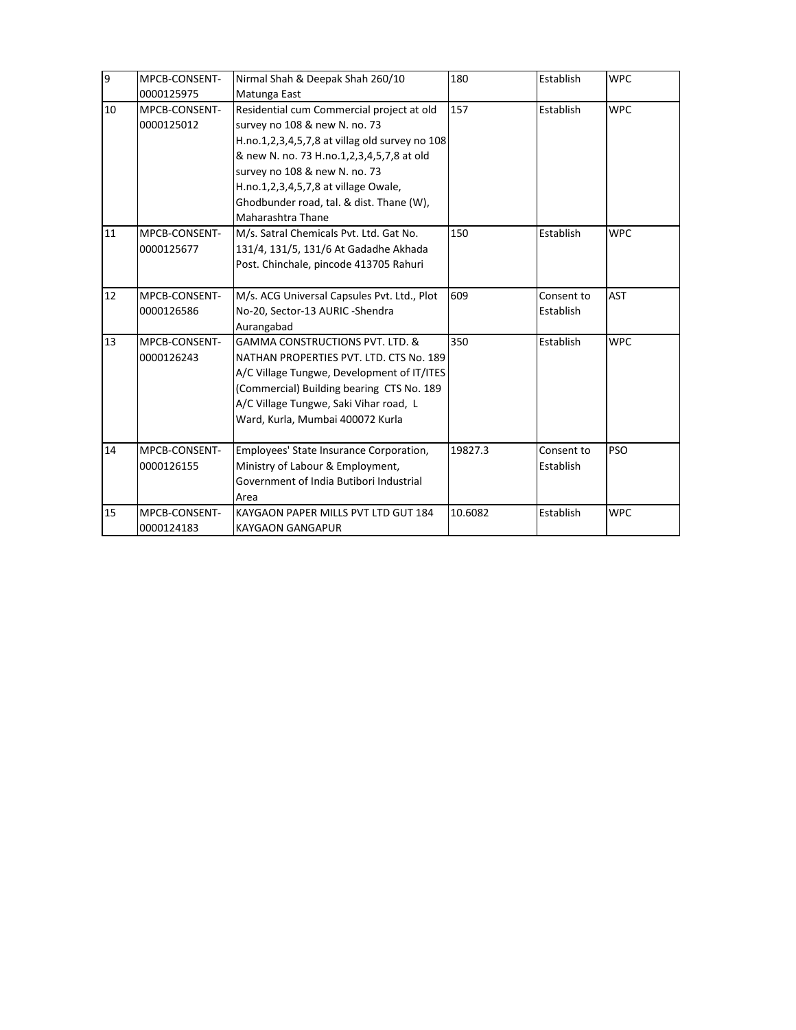| 9 | MPCB-CONSENT-0000125975 | Nirmal Shah & Deepak Shah 260/10 Matunga East | 180 | Establish | WPC |
|---|---|---|---|---|---|
| 10 | MPCB-CONSENT-0000125012 | Residential cum Commercial project at old survey no 108 & new N. no. 73 H.no.1,2,3,4,5,7,8 at villag old survey no 108 & new N. no. 73 H.no.1,2,3,4,5,7,8 at old survey no 108 & new N. no. 73 H.no.1,2,3,4,5,7,8 at village Owale, Ghodbunder road, tal. & dist. Thane (W), Maharashtra Thane | 157 | Establish | WPC |
| 11 | MPCB-CONSENT-0000125677 | M/s. Satral Chemicals Pvt. Ltd. Gat No. 131/4, 131/5, 131/6 At Gadadhe Akhada Post. Chinchale, pincode 413705 Rahuri | 150 | Establish | WPC |
| 12 | MPCB-CONSENT-0000126586 | M/s. ACG Universal Capsules Pvt. Ltd., Plot No-20, Sector-13 AURIC -Shendra Aurangabad | 609 | Consent to Establish | AST |
| 13 | MPCB-CONSENT-0000126243 | GAMMA CONSTRUCTIONS PVT. LTD. & NATHAN PROPERTIES PVT. LTD. CTS No. 189 A/C Village Tungwe, Development of IT/ITES (Commercial) Building bearing CTS No. 189 A/C Village Tungwe, Saki Vihar road, L Ward, Kurla, Mumbai 400072 Kurla | 350 | Establish | WPC |
| 14 | MPCB-CONSENT-0000126155 | Employees' State Insurance Corporation, Ministry of Labour & Employment, Government of India Butibori Industrial Area | 19827.3 | Consent to Establish | PSO |
| 15 | MPCB-CONSENT-0000124183 | KAYGAON PAPER MILLS PVT LTD GUT 184 KAYGAON GANGAPUR | 10.6082 | Establish | WPC |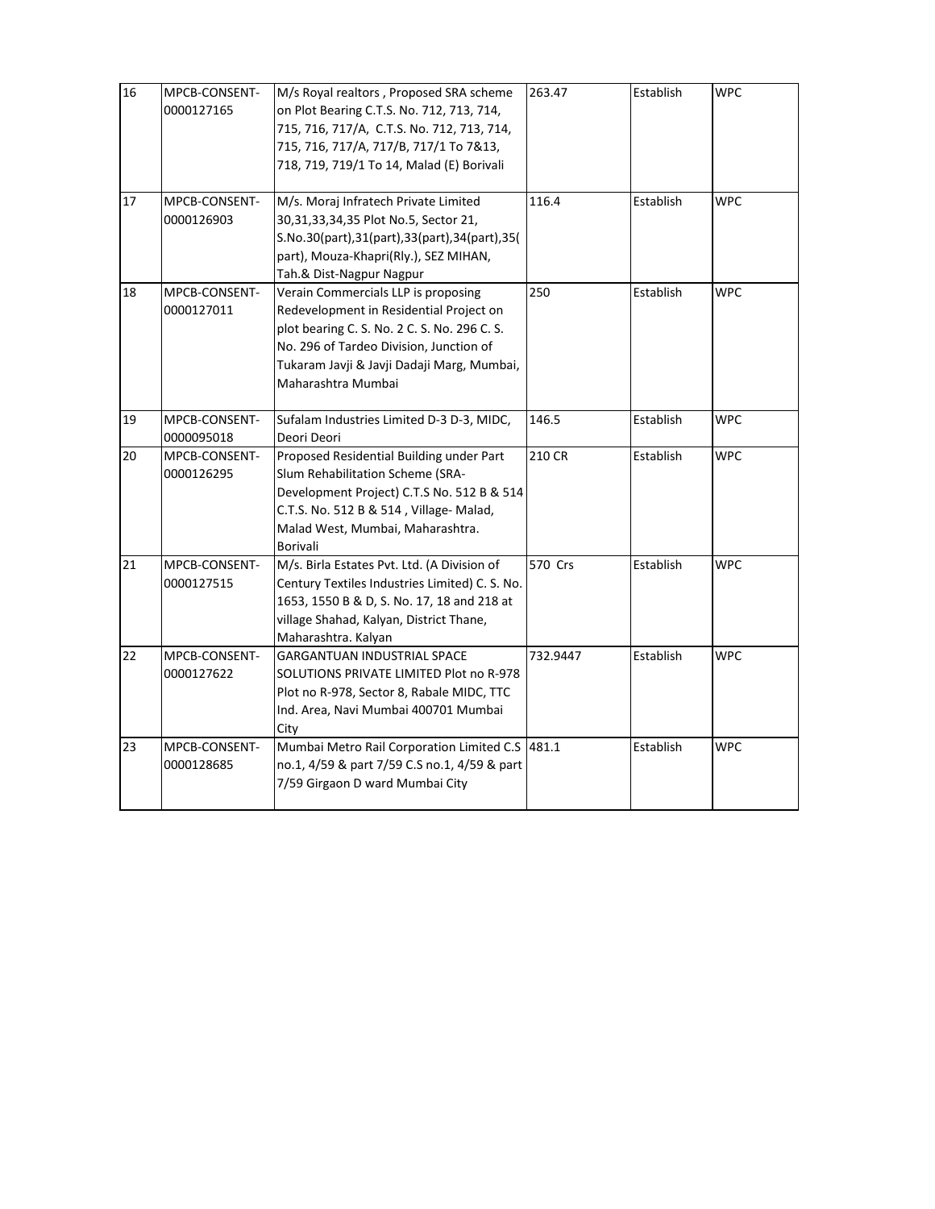| | | | | | |
|---|---|---|---|---|---|
| 16 | MPCB-CONSENT-0000127165 | M/s Royal realtors , Proposed SRA scheme on Plot Bearing C.T.S. No. 712, 713, 714, 715, 716, 717/A, C.T.S. No. 712, 713, 714, 715, 716, 717/A, 717/B, 717/1 To 7&13, 718, 719, 719/1 To 14, Malad (E) Borivali | 263.47 | Establish | WPC |
| 17 | MPCB-CONSENT-0000126903 | M/s. Moraj Infratech Private Limited 30,31,33,34,35 Plot No.5, Sector 21, S.No.30(part),31(part),33(part),34(part),35(part), Mouza-Khapri(Rly.), SEZ MIHAN, Tah.& Dist-Nagpur Nagpur | 116.4 | Establish | WPC |
| 18 | MPCB-CONSENT-0000127011 | Verain Commercials LLP is proposing Redevelopment in Residential Project on plot bearing C. S. No. 2 C. S. No. 296 C. S. No. 296 of Tardeo Division, Junction of Tukaram Javji & Javji Dadaji Marg, Mumbai, Maharashtra Mumbai | 250 | Establish | WPC |
| 19 | MPCB-CONSENT-0000095018 | Sufalam Industries Limited D-3 D-3, MIDC, Deori Deori | 146.5 | Establish | WPC |
| 20 | MPCB-CONSENT-0000126295 | Proposed Residential Building under Part Slum Rehabilitation Scheme (SRA-Development Project) C.T.S No. 512 B & 514 C.T.S. No. 512 B & 514 , Village- Malad, Malad West, Mumbai, Maharashtra. Borivali | 210 CR | Establish | WPC |
| 21 | MPCB-CONSENT-0000127515 | M/s. Birla Estates Pvt. Ltd. (A Division of Century Textiles Industries Limited) C. S. No. 1653, 1550 B & D, S. No. 17, 18 and 218 at village Shahad, Kalyan, District Thane, Maharashtra. Kalyan | 570 Crs | Establish | WPC |
| 22 | MPCB-CONSENT-0000127622 | GARGANTUAN INDUSTRIAL SPACE SOLUTIONS PRIVATE LIMITED Plot no R-978 Plot no R-978, Sector 8, Rabale MIDC, TTC Ind. Area, Navi Mumbai 400701 Mumbai City | 732.9447 | Establish | WPC |
| 23 | MPCB-CONSENT-0000128685 | Mumbai Metro Rail Corporation Limited C.S no.1, 4/59 & part 7/59 C.S no.1, 4/59 & part 7/59 Girgaon D ward Mumbai City | 481.1 | Establish | WPC |